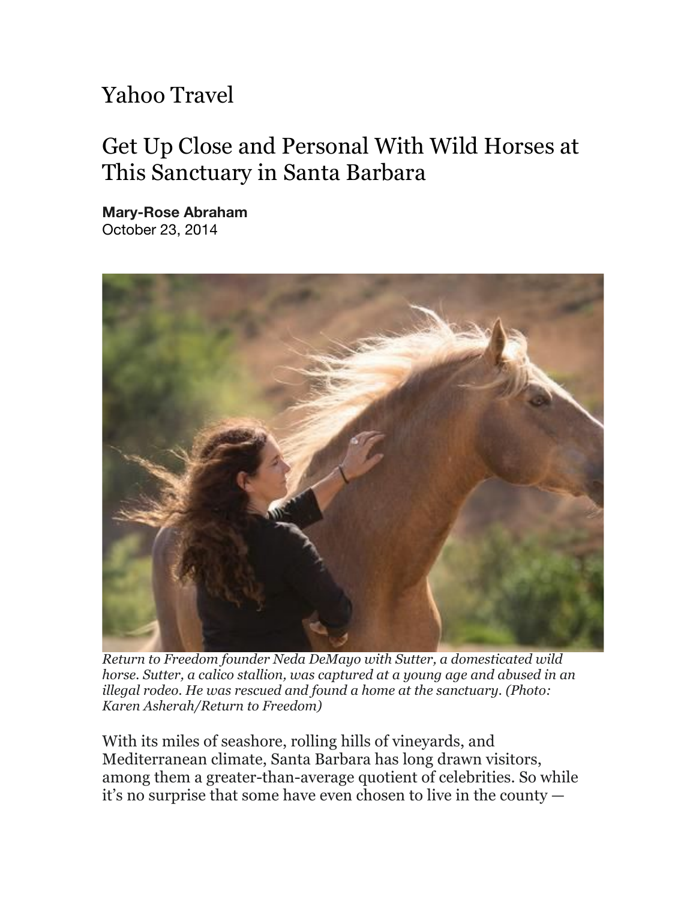Yahoo Travel

# Get Up Close and Personal With Wild Horses at This Sanctuary in Santa Barbara

**Mary-Rose Abraham**
October 23, 2014

*Return to Freedom founder Neda DeMayo with Sutter, a domesticated wild horse. Sutter, a calico stallion, was captured at a young age and abused in an illegal rodeo. He was rescued and found a home at the sanctuary. (Photo: Karen Asherah/Return to Freedom)*

With its miles of seashore, rolling hills of vineyards, and Mediterranean climate, Santa Barbara has long drawn visitors, among them a greater-than-average quotient of celebrities. So while it's no surprise that some have even chosen to live in the county —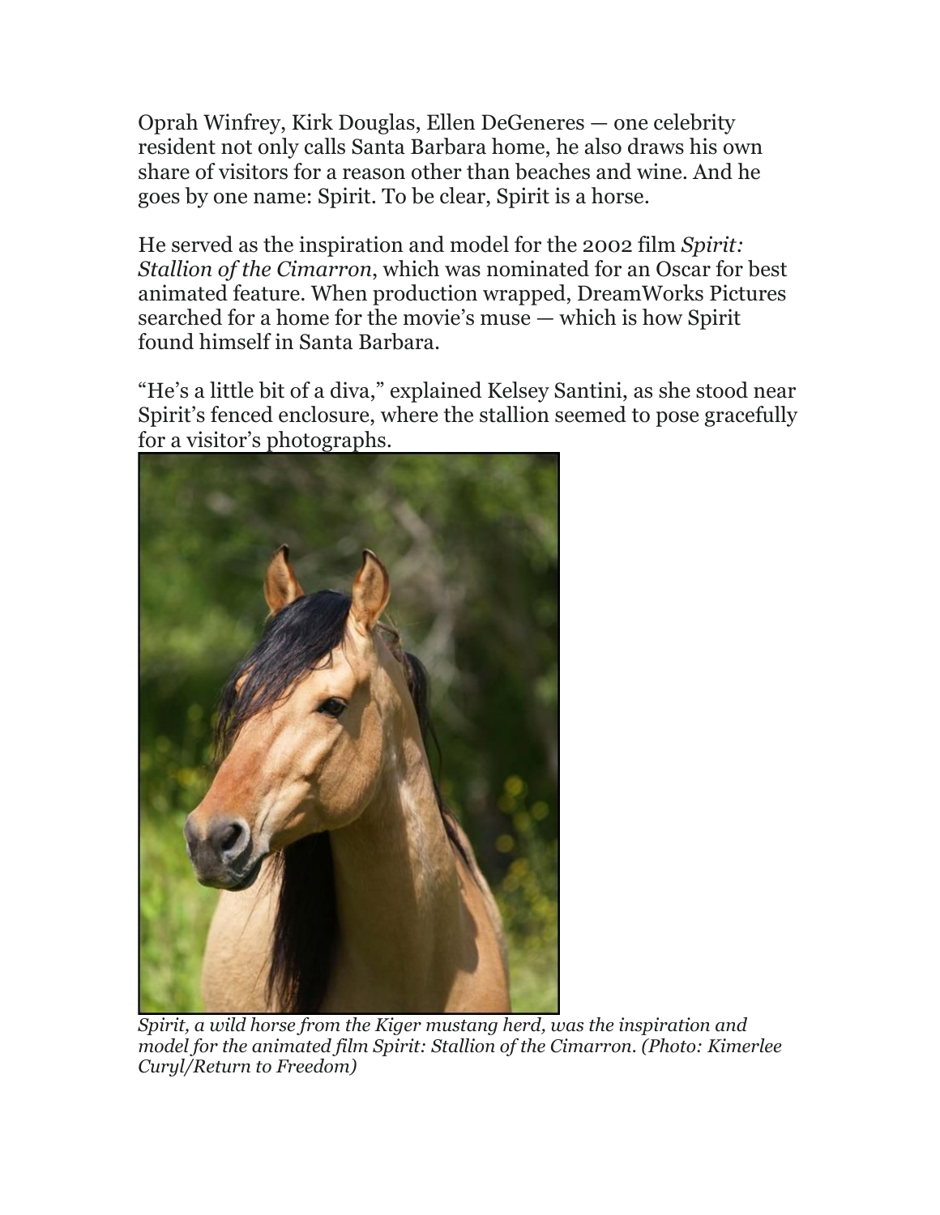Oprah Winfrey, Kirk Douglas, Ellen DeGeneres — one celebrity resident not only calls Santa Barbara home, he also draws his own share of visitors for a reason other than beaches and wine. And he goes by one name: Spirit. To be clear, Spirit is a horse.

He served as the inspiration and model for the 2002 film *Spirit: Stallion of the Cimarron*, which was nominated for an Oscar for best animated feature. When production wrapped, DreamWorks Pictures searched for a home for the movie's muse — which is how Spirit found himself in Santa Barbara.

"He's a little bit of a diva," explained Kelsey Santini, as she stood near Spirit's fenced enclosure, where the stallion seemed to pose gracefully for a visitor's photographs.

*Spirit, a wild horse from the Kiger mustang herd, was the inspiration and model for the animated film Spirit: Stallion of the Cimarron. (Photo: Kimerlee Curyl/Return to Freedom)*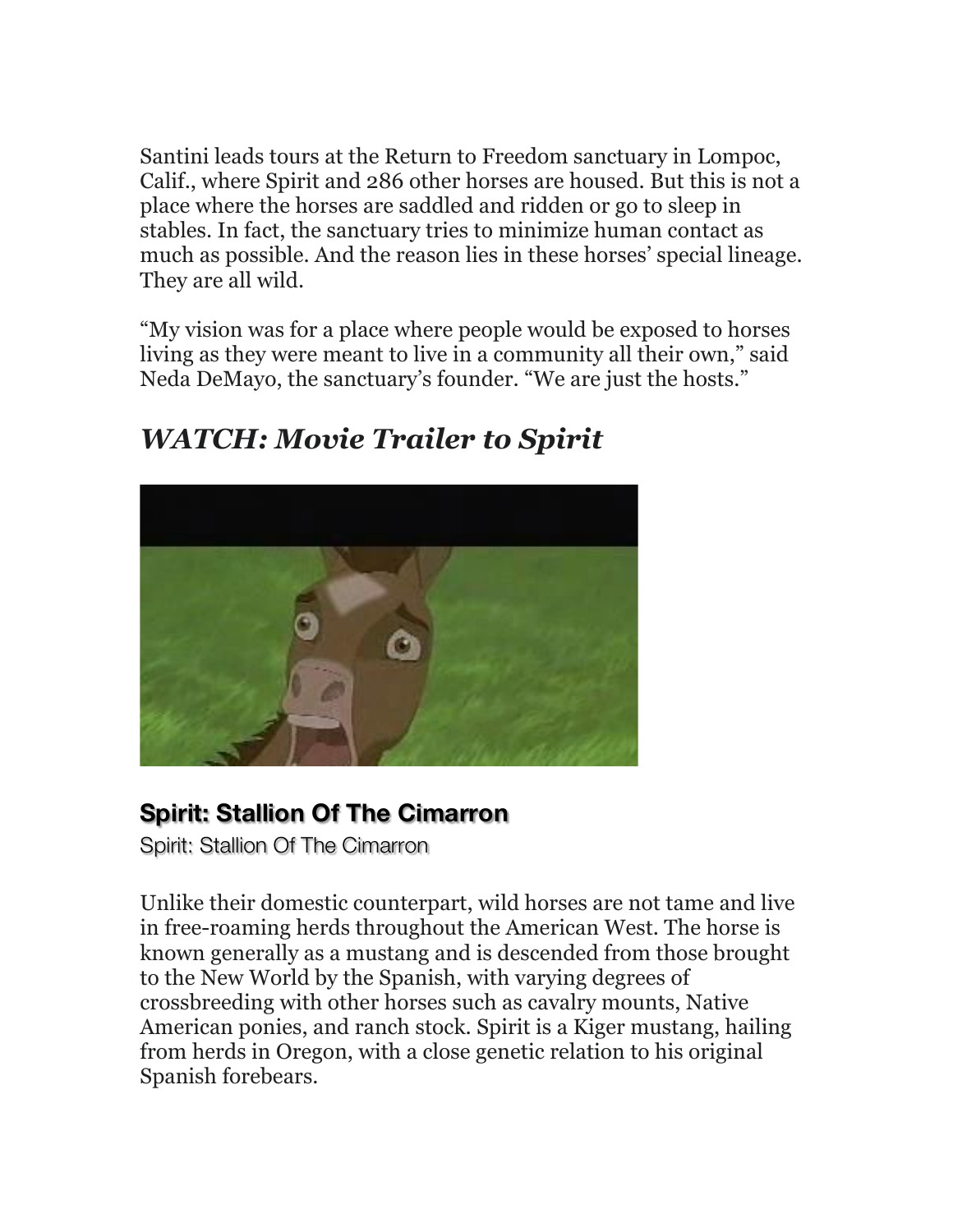Santini leads tours at the Return to Freedom sanctuary in Lompoc, Calif., where Spirit and 286 other horses are housed. But this is not a place where the horses are saddled and ridden or go to sleep in stables. In fact, the sanctuary tries to minimize human contact as much as possible. And the reason lies in these horses' special lineage. They are all wild.

"My vision was for a place where people would be exposed to horses living as they were meant to live in a community all their own," said Neda DeMayo, the sanctuary's founder. "We are just the hosts."

## *WATCH: Movie Trailer to Spirit*

### Spirit: Stallion Of The Cimarron

Spirit: Stallion Of The Cimarron

Unlike their domestic counterpart, wild horses are not tame and live in free-roaming herds throughout the American West. The horse is known generally as a mustang and is descended from those brought to the New World by the Spanish, with varying degrees of crossbreeding with other horses such as cavalry mounts, Native American ponies, and ranch stock. Spirit is a Kiger mustang, hailing from herds in Oregon, with a close genetic relation to his original Spanish forebears.